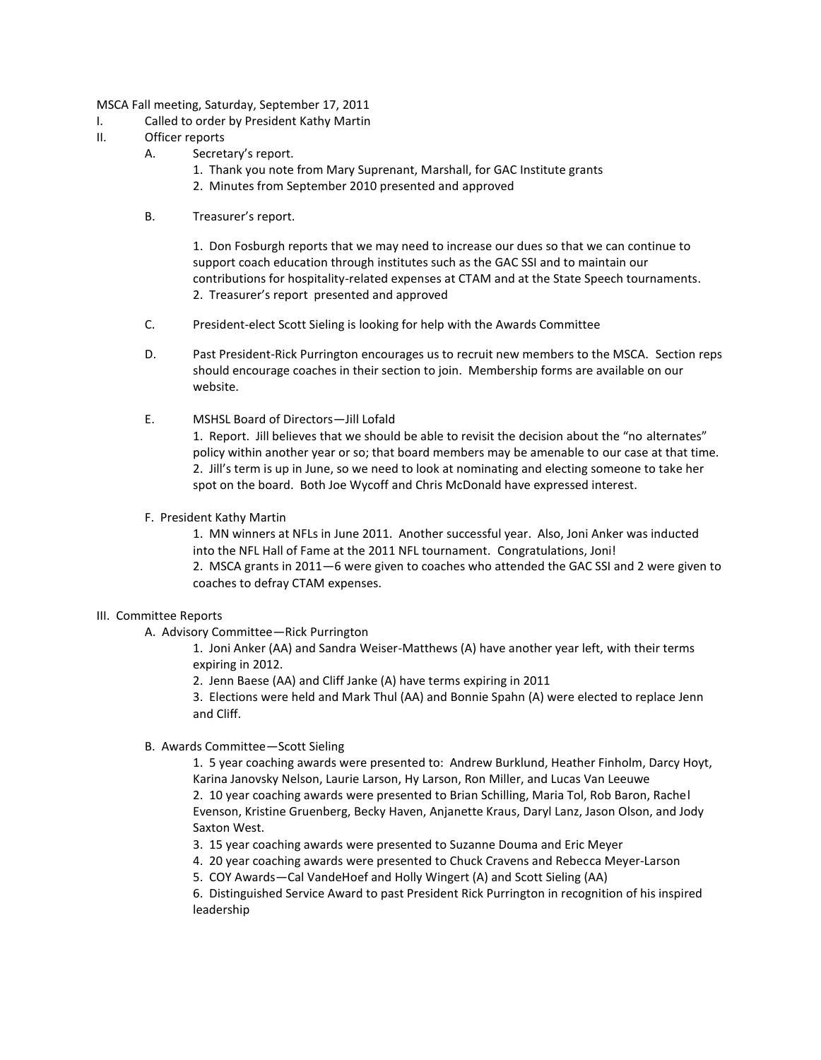MSCA Fall meeting, Saturday, September 17, 2011

I. Called to order by President Kathy Martin

II. Officer reports

   A. Secretary's report.

      1. Thank you note from Mary Suprenant, Marshall, for GAC Institute grants
      2. Minutes from September 2010 presented and approved

   B. Treasurer's report.

      1. Don Fosburgh reports that we may need to increase our dues so that we can continue to support coach education through institutes such as the GAC SSI and to maintain our contributions for hospitality-related expenses at CTAM and at the State Speech tournaments.
      2. Treasurer's report presented and approved

   C. President-elect Scott Sieling is looking for help with the Awards Committee

   D. Past President-Rick Purrington encourages us to recruit new members to the MSCA. Section reps should encourage coaches in their section to join. Membership forms are available on our website.

   E. MSHSL Board of Directors—Jill Lofald

      1. Report. Jill believes that we should be able to revisit the decision about the "no alternates" policy within another year or so; that board members may be amenable to our case at that time.
      2. Jill's term is up in June, so we need to look at nominating and electing someone to take her spot on the board. Both Joe Wycoff and Chris McDonald have expressed interest.

   F. President Kathy Martin

      1. MN winners at NFLs in June 2011. Another successful year. Also, Joni Anker was inducted into the NFL Hall of Fame at the 2011 NFL tournament. Congratulations, Joni!
      2. MSCA grants in 2011—6 were given to coaches who attended the GAC SSI and 2 were given to coaches to defray CTAM expenses.

III. Committee Reports

   A. Advisory Committee—Rick Purrington

      1. Joni Anker (AA) and Sandra Weiser-Matthews (A) have another year left, with their terms expiring in 2012.
      2. Jenn Baese (AA) and Cliff Janke (A) have terms expiring in 2011
      3. Elections were held and Mark Thul (AA) and Bonnie Spahn (A) were elected to replace Jenn and Cliff.

   B. Awards Committee—Scott Sieling

      1. 5 year coaching awards were presented to: Andrew Burklund, Heather Finholm, Darcy Hoyt, Karina Janovsky Nelson, Laurie Larson, Hy Larson, Ron Miller, and Lucas Van Leeuwe
      2. 10 year coaching awards were presented to Brian Schilling, Maria Tol, Rob Baron, Rachel Evenson, Kristine Gruenberg, Becky Haven, Anjanette Kraus, Daryl Lanz, Jason Olson, and Jody Saxton West.
      3. 15 year coaching awards were presented to Suzanne Douma and Eric Meyer
      4. 20 year coaching awards were presented to Chuck Cravens and Rebecca Meyer-Larson
      5. COY Awards—Cal VandeHoef and Holly Wingert (A) and Scott Sieling (AA)
      6. Distinguished Service Award to past President Rick Purrington in recognition of his inspired leadership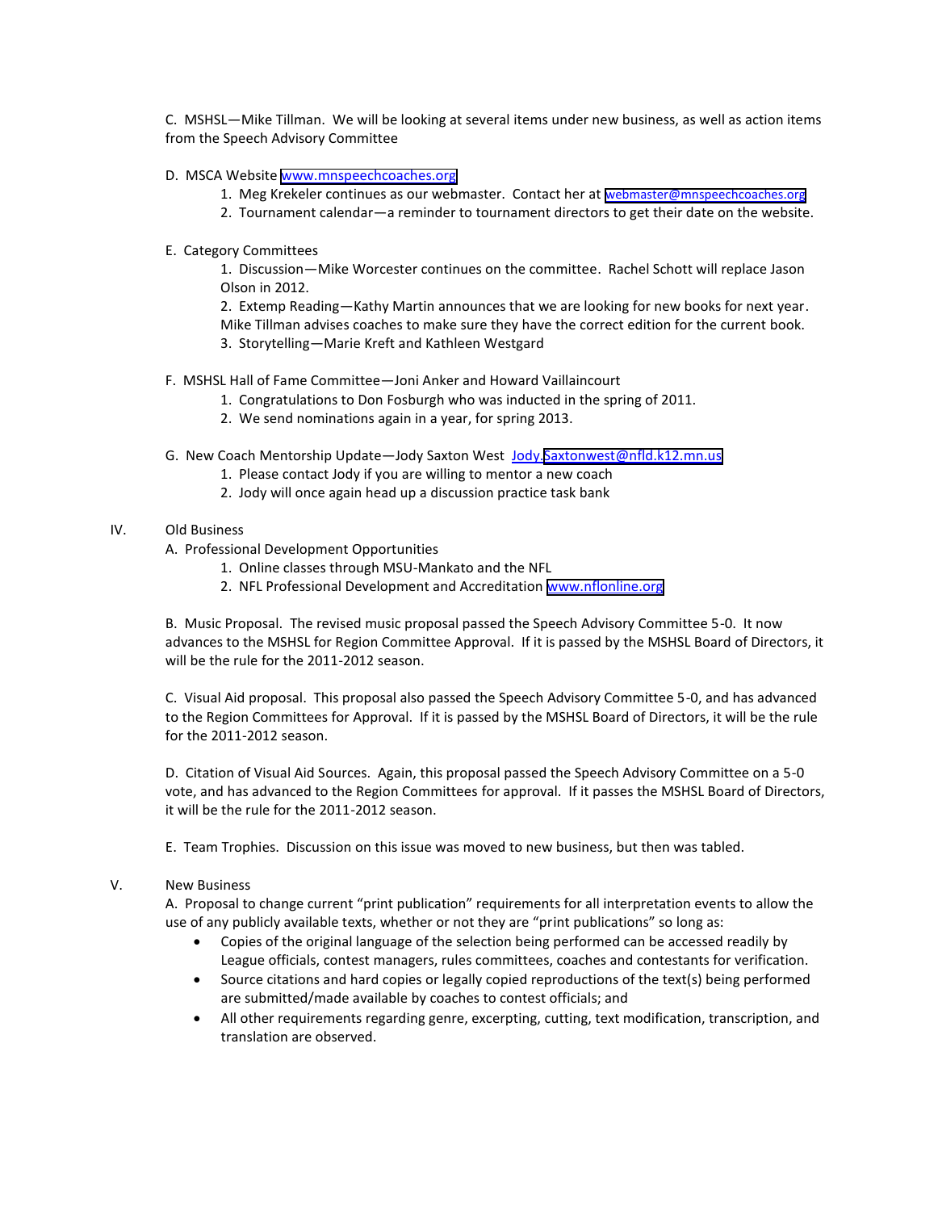C. MSHSL—Mike Tillman. We will be looking at several items under new business, as well as action items from the Speech Advisory Committee

D. MSCA Website www.mnspeechcoaches.org

1. Meg Krekeler continues as our webmaster. Contact her at webmaster@mnspeechcoaches.org
2. Tournament calendar—a reminder to tournament directors to get their date on the website.

E. Category Committees

1. Discussion—Mike Worcester continues on the committee. Rachel Schott will replace Jason Olson in 2012.
2. Extemp Reading—Kathy Martin announces that we are looking for new books for next year. Mike Tillman advises coaches to make sure they have the correct edition for the current book.
3. Storytelling—Marie Kreft and Kathleen Westgard

F. MSHSL Hall of Fame Committee—Joni Anker and Howard Vaillaincourt

1. Congratulations to Don Fosburgh who was inducted in the spring of 2011.
2. We send nominations again in a year, for spring 2013.

G. New Coach Mentorship Update—Jody Saxton West Jody.Saxtonwest@nfld.k12.mn.us

1. Please contact Jody if you are willing to mentor a new coach
2. Jody will once again head up a discussion practice task bank

IV. Old Business

A. Professional Development Opportunities

1. Online classes through MSU-Mankato and the NFL
2. NFL Professional Development and Accreditation www.nflonline.org

B. Music Proposal. The revised music proposal passed the Speech Advisory Committee 5-0. It now advances to the MSHSL for Region Committee Approval. If it is passed by the MSHSL Board of Directors, it will be the rule for the 2011-2012 season.

C. Visual Aid proposal. This proposal also passed the Speech Advisory Committee 5-0, and has advanced to the Region Committees for Approval. If it is passed by the MSHSL Board of Directors, it will be the rule for the 2011-2012 season.

D. Citation of Visual Aid Sources. Again, this proposal passed the Speech Advisory Committee on a 5-0 vote, and has advanced to the Region Committees for approval. If it passes the MSHSL Board of Directors, it will be the rule for the 2011-2012 season.

E. Team Trophies. Discussion on this issue was moved to new business, but then was tabled.

V. New Business

A. Proposal to change current "print publication" requirements for all interpretation events to allow the use of any publicly available texts, whether or not they are "print publications" so long as:

- Copies of the original language of the selection being performed can be accessed readily by League officials, contest managers, rules committees, coaches and contestants for verification.
- Source citations and hard copies or legally copied reproductions of the text(s) being performed are submitted/made available by coaches to contest officials; and
- All other requirements regarding genre, excerpting, cutting, text modification, transcription, and translation are observed.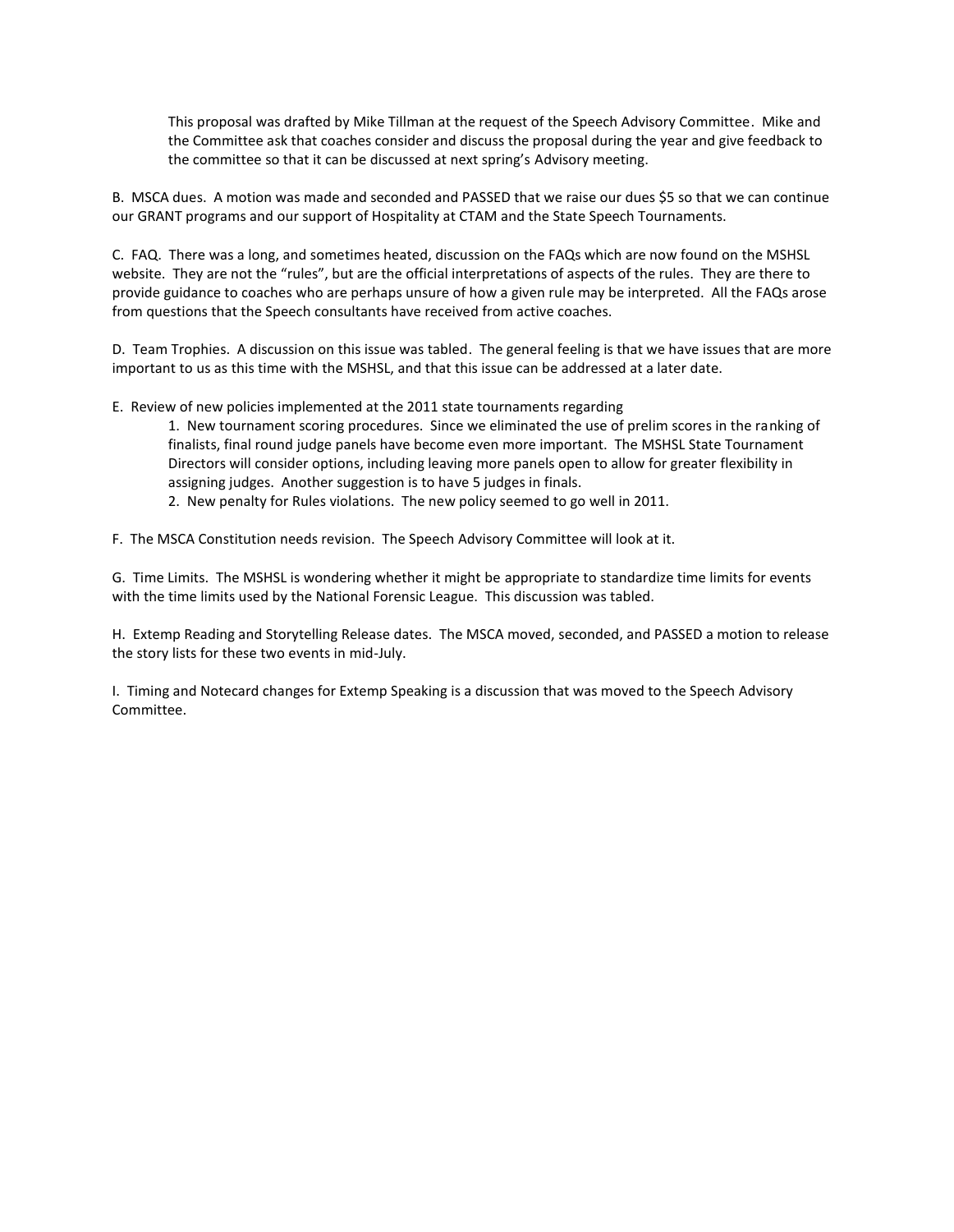This proposal was drafted by Mike Tillman at the request of the Speech Advisory Committee. Mike and the Committee ask that coaches consider and discuss the proposal during the year and give feedback to the committee so that it can be discussed at next spring's Advisory meeting.

B. MSCA dues. A motion was made and seconded and PASSED that we raise our dues $5 so that we can continue our GRANT programs and our support of Hospitality at CTAM and the State Speech Tournaments.

C. FAQ. There was a long, and sometimes heated, discussion on the FAQs which are now found on the MSHSL website. They are not the "rules", but are the official interpretations of aspects of the rules. They are there to provide guidance to coaches who are perhaps unsure of how a given rule may be interpreted. All the FAQs arose from questions that the Speech consultants have received from active coaches.

D. Team Trophies. A discussion on this issue was tabled. The general feeling is that we have issues that are more important to us as this time with the MSHSL, and that this issue can be addressed at a later date.

E. Review of new policies implemented at the 2011 state tournaments regarding

1. New tournament scoring procedures. Since we eliminated the use of prelim scores in the ranking of finalists, final round judge panels have become even more important. The MSHSL State Tournament Directors will consider options, including leaving more panels open to allow for greater flexibility in assigning judges. Another suggestion is to have 5 judges in finals.
2. New penalty for Rules violations. The new policy seemed to go well in 2011.

F. The MSCA Constitution needs revision. The Speech Advisory Committee will look at it.

G. Time Limits. The MSHSL is wondering whether it might be appropriate to standardize time limits for events with the time limits used by the National Forensic League. This discussion was tabled.

H. Extemp Reading and Storytelling Release dates. The MSCA moved, seconded, and PASSED a motion to release the story lists for these two events in mid-July.

I. Timing and Notecard changes for Extemp Speaking is a discussion that was moved to the Speech Advisory Committee.